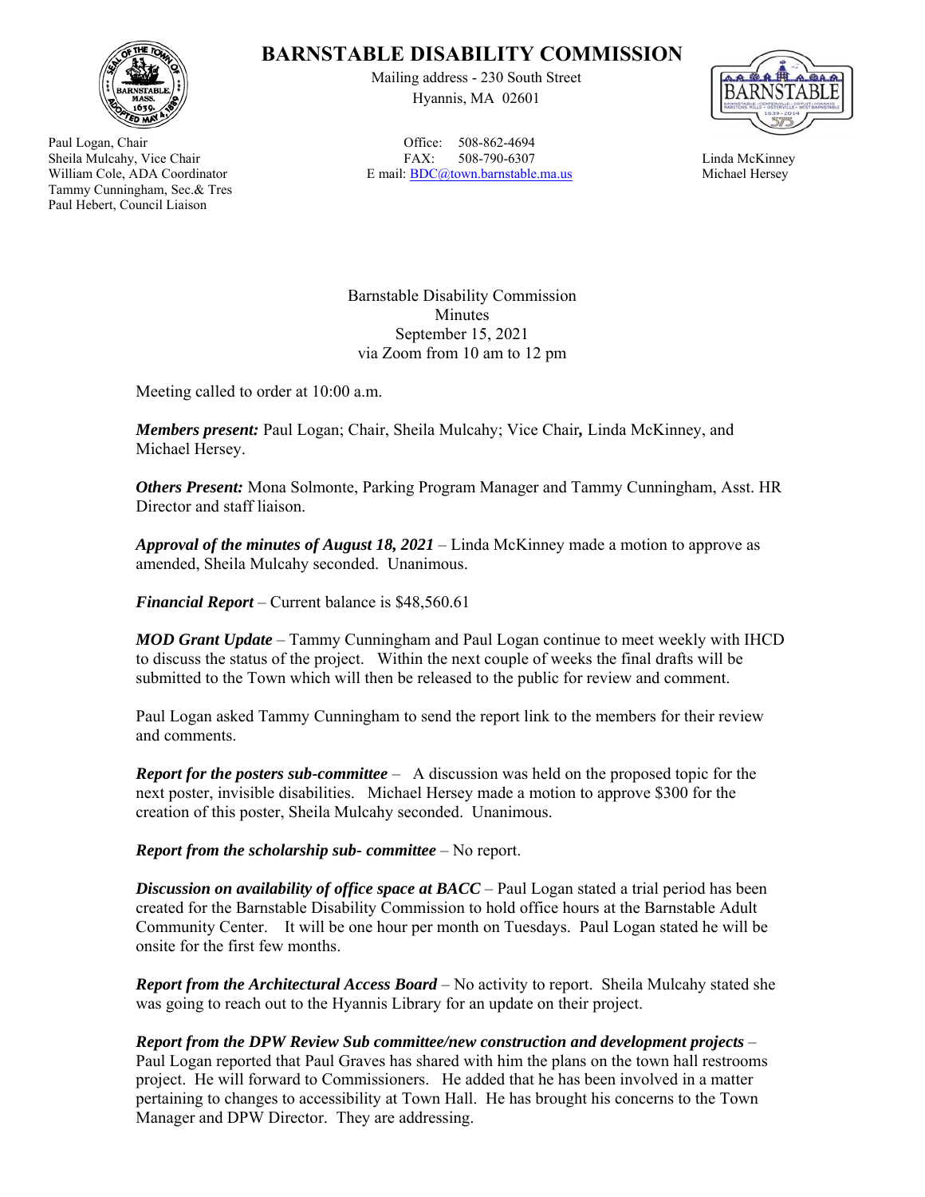# BARNSTABLE DISABILITY COMMISSION

Mailing address - 230 South Street
Hyannis, MA 02601

Office: 508-862-4694
FAX: 508-790-6307
E mail: BDC@town.barnstable.ma.us

Paul Logan, Chair
Sheila Mulcahy, Vice Chair
William Cole, ADA Coordinator
Tammy Cunningham, Sec.& Tres
Paul Hebert, Council Liaison

Linda McKinney
Michael Hersey

Barnstable Disability Commission
Minutes
September 15, 2021
via Zoom from 10 am to 12 pm

Meeting called to order at 10:00 a.m.

***Members present:*** Paul Logan; Chair, Sheila Mulcahy; Vice Chair**,** Linda McKinney, and Michael Hersey.

***Others Present:*** Mona Solmonte, Parking Program Manager and Tammy Cunningham, Asst. HR Director and staff liaison.

***Approval of the minutes of August 18, 2021*** – Linda McKinney made a motion to approve as amended, Sheila Mulcahy seconded. Unanimous.

***Financial Report*** – Current balance is $48,560.61

***MOD Grant Update*** – Tammy Cunningham and Paul Logan continue to meet weekly with IHCD to discuss the status of the project. Within the next couple of weeks the final drafts will be submitted to the Town which will then be released to the public for review and comment.

Paul Logan asked Tammy Cunningham to send the report link to the members for their review and comments.

***Report for the posters sub-committee*** – A discussion was held on the proposed topic for the next poster, invisible disabilities. Michael Hersey made a motion to approve $300 for the creation of this poster, Sheila Mulcahy seconded. Unanimous.

***Report from the scholarship sub- committee*** – No report.

***Discussion on availability of office space at BACC*** – Paul Logan stated a trial period has been created for the Barnstable Disability Commission to hold office hours at the Barnstable Adult Community Center. It will be one hour per month on Tuesdays. Paul Logan stated he will be onsite for the first few months.

***Report from the Architectural Access Board*** – No activity to report. Sheila Mulcahy stated she was going to reach out to the Hyannis Library for an update on their project.

***Report from the DPW Review Sub committee/new construction and development projects*** – Paul Logan reported that Paul Graves has shared with him the plans on the town hall restrooms project. He will forward to Commissioners. He added that he has been involved in a matter pertaining to changes to accessibility at Town Hall. He has brought his concerns to the Town Manager and DPW Director. They are addressing.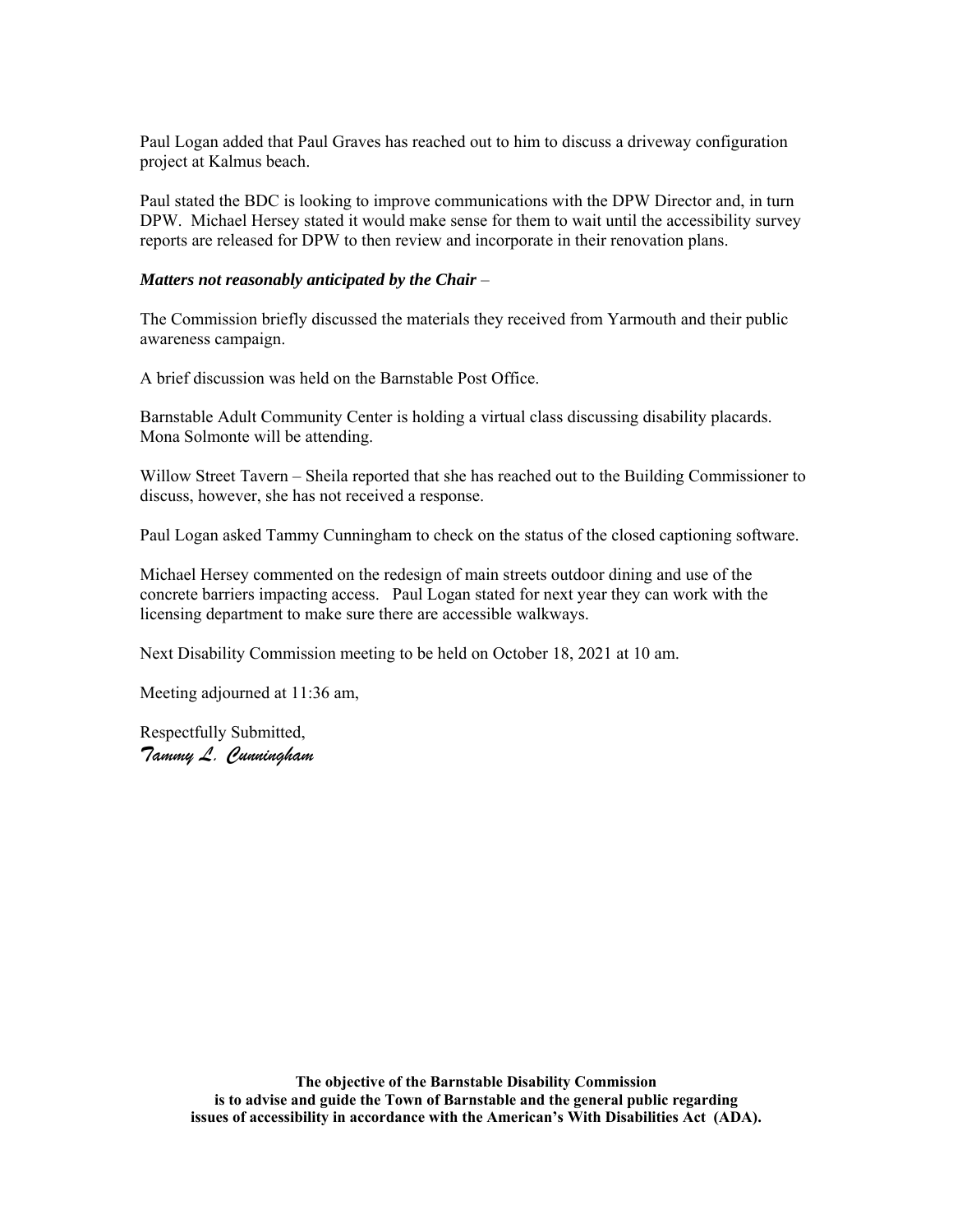Paul Logan added that Paul Graves has reached out to him to discuss a driveway configuration project at Kalmus beach.

Paul stated the BDC is looking to improve communications with the DPW Director and, in turn DPW. Michael Hersey stated it would make sense for them to wait until the accessibility survey reports are released for DPW to then review and incorporate in their renovation plans.

***Matters not reasonably anticipated by the Chair*** –

The Commission briefly discussed the materials they received from Yarmouth and their public awareness campaign.

A brief discussion was held on the Barnstable Post Office.

Barnstable Adult Community Center is holding a virtual class discussing disability placards. Mona Solmonte will be attending.

Willow Street Tavern – Sheila reported that she has reached out to the Building Commissioner to discuss, however, she has not received a response.

Paul Logan asked Tammy Cunningham to check on the status of the closed captioning software.

Michael Hersey commented on the redesign of main streets outdoor dining and use of the concrete barriers impacting access. Paul Logan stated for next year they can work with the licensing department to make sure there are accessible walkways.

Next Disability Commission meeting to be held on October 18, 2021 at 10 am.

Meeting adjourned at 11:36 am,

Respectfully Submitted,
*Tammy L. Cunningham*

**The objective of the Barnstable Disability Commission is to advise and guide the Town of Barnstable and the general public regarding issues of accessibility in accordance with the American's With Disabilities Act (ADA).**